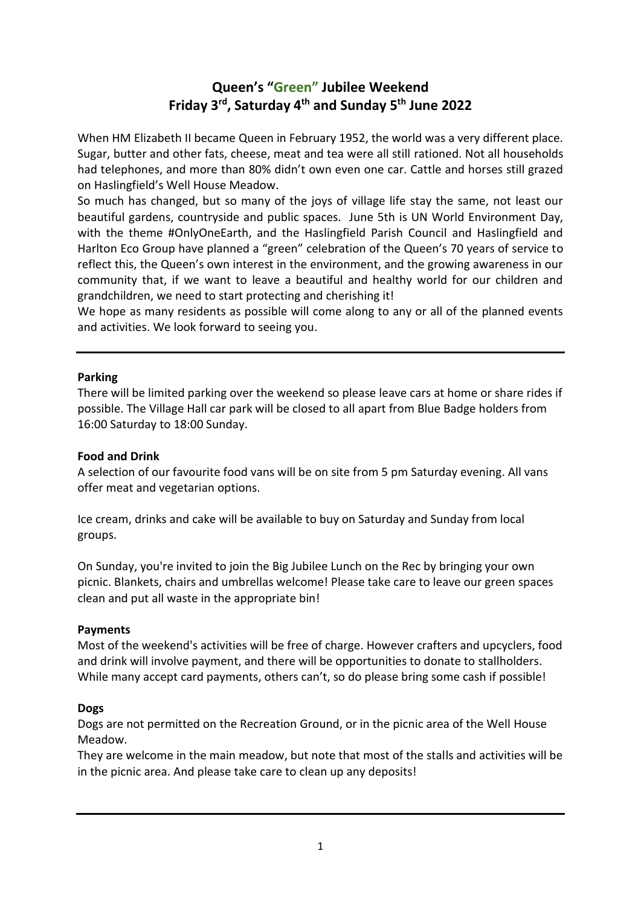# Queen's "Green" Jubilee Weekend
# Friday 3rd, Saturday 4th and Sunday 5th June 2022

When HM Elizabeth II became Queen in February 1952, the world was a very different place. Sugar, butter and other fats, cheese, meat and tea were all still rationed. Not all households had telephones, and more than 80% didn't own even one car. Cattle and horses still grazed on Haslingfield's Well House Meadow.

So much has changed, but so many of the joys of village life stay the same, not least our beautiful gardens, countryside and public spaces. June 5th is UN World Environment Day, with the theme #OnlyOneEarth, and the Haslingfield Parish Council and Haslingfield and Harlton Eco Group have planned a "green" celebration of the Queen's 70 years of service to reflect this, the Queen's own interest in the environment, and the growing awareness in our community that, if we want to leave a beautiful and healthy world for our children and grandchildren, we need to start protecting and cherishing it!

We hope as many residents as possible will come along to any or all of the planned events and activities. We look forward to seeing you.

---

**Parking**

There will be limited parking over the weekend so please leave cars at home or share rides if possible. The Village Hall car park will be closed to all apart from Blue Badge holders from 16:00 Saturday to 18:00 Sunday.

**Food and Drink**

A selection of our favourite food vans will be on site from 5 pm Saturday evening. All vans offer meat and vegetarian options.

Ice cream, drinks and cake will be available to buy on Saturday and Sunday from local groups.

On Sunday, you're invited to join the Big Jubilee Lunch on the Rec by bringing your own picnic. Blankets, chairs and umbrellas welcome! Please take care to leave our green spaces clean and put all waste in the appropriate bin!

**Payments**

Most of the weekend's activities will be free of charge. However crafters and upcyclers, food and drink will involve payment, and there will be opportunities to donate to stallholders. While many accept card payments, others can't, so do please bring some cash if possible!

**Dogs**

Dogs are not permitted on the Recreation Ground, or in the picnic area of the Well House Meadow.

They are welcome in the main meadow, but note that most of the stalls and activities will be in the picnic area. And please take care to clean up any deposits!

---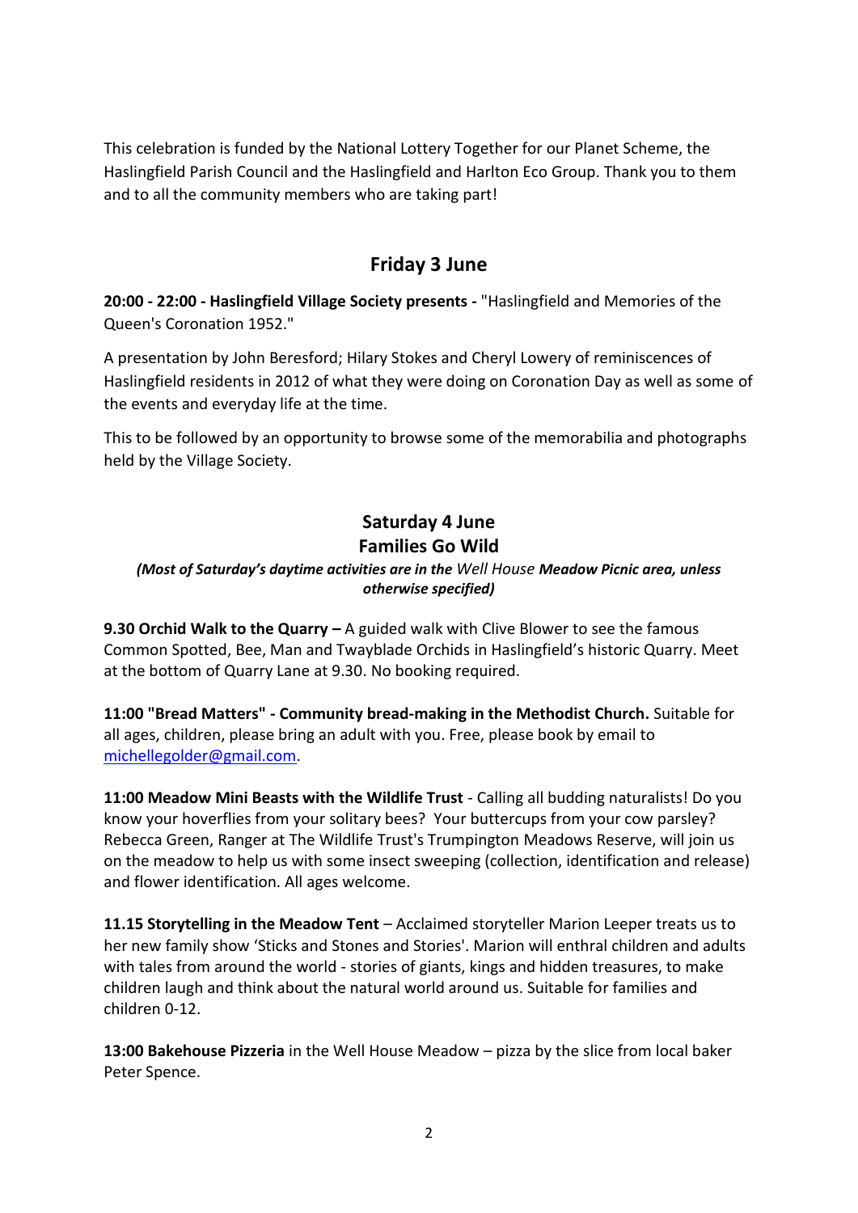This celebration is funded by the National Lottery Together for our Planet Scheme, the Haslingfield Parish Council and the Haslingfield and Harlton Eco Group. Thank you to them and to all the community members who are taking part!

## Friday 3 June

**20:00 - 22:00 - Haslingfield Village Society presents -** "Haslingfield and Memories of the Queen's Coronation 1952."

A presentation by John Beresford; Hilary Stokes and Cheryl Lowery of reminiscences of Haslingfield residents in 2012 of what they were doing on Coronation Day as well as some of the events and everyday life at the time.

This to be followed by an opportunity to browse some of the memorabilia and photographs held by the Village Society.

## Saturday 4 June
## Families Go Wild

***(Most of Saturday's daytime activities are in the*** *Well House* ***Meadow Picnic area, unless otherwise specified)***

**9.30 Orchid Walk to the Quarry –** A guided walk with Clive Blower to see the famous Common Spotted, Bee, Man and Twayblade Orchids in Haslingfield's historic Quarry. Meet at the bottom of Quarry Lane at 9.30. No booking required.

**11:00 "Bread Matters" - Community bread-making in the Methodist Church.** Suitable for all ages, children, please bring an adult with you. Free, please book by email to michellegolder@gmail.com.

**11:00 Meadow Mini Beasts with the Wildlife Trust** - Calling all budding naturalists! Do you know your hoverflies from your solitary bees? Your buttercups from your cow parsley? Rebecca Green, Ranger at The Wildlife Trust's Trumpington Meadows Reserve, will join us on the meadow to help us with some insect sweeping (collection, identification and release) and flower identification. All ages welcome.

**11.15 Storytelling in the Meadow Tent** – Acclaimed storyteller Marion Leeper treats us to her new family show 'Sticks and Stones and Stories'. Marion will enthral children and adults with tales from around the world - stories of giants, kings and hidden treasures, to make children laugh and think about the natural world around us. Suitable for families and children 0-12.

**13:00 Bakehouse Pizzeria** in the Well House Meadow – pizza by the slice from local baker Peter Spence.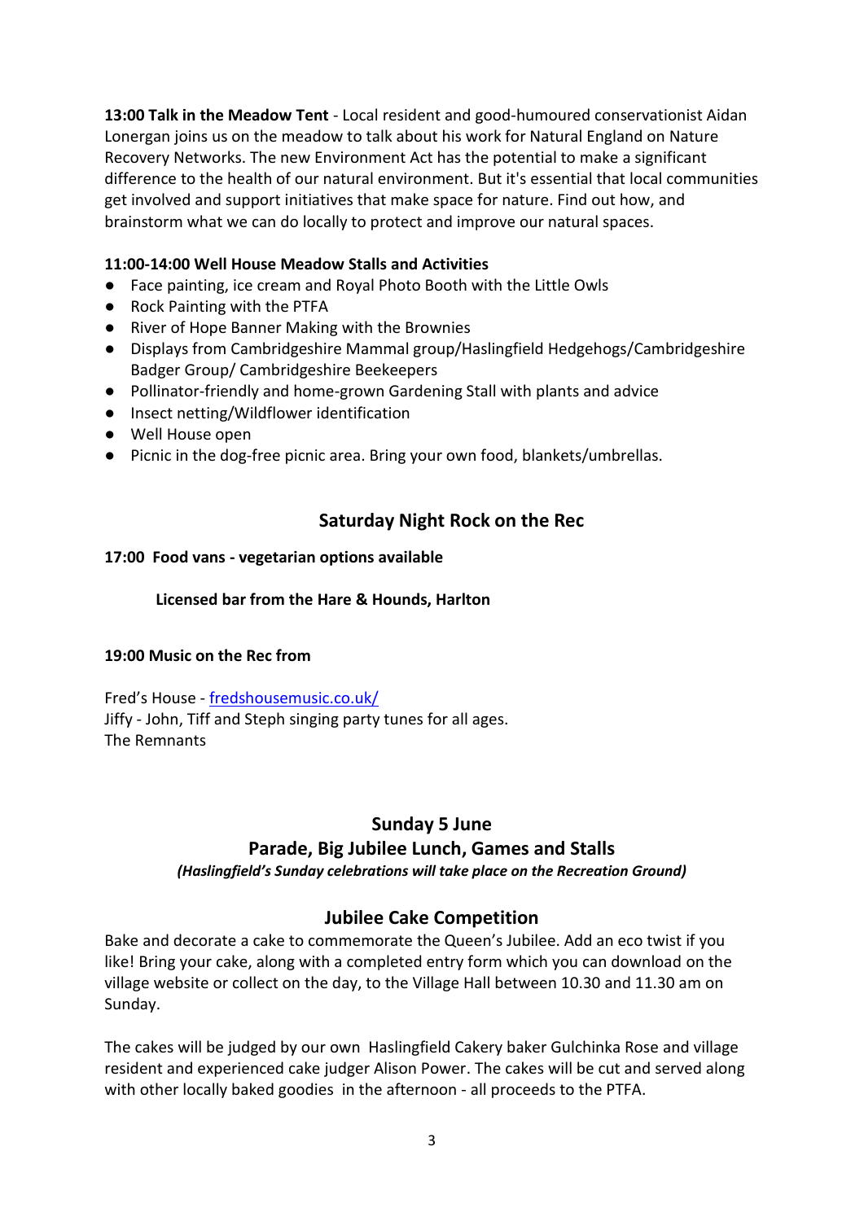**13:00 Talk in the Meadow Tent** - Local resident and good-humoured conservationist Aidan Lonergan joins us on the meadow to talk about his work for Natural England on Nature Recovery Networks. The new Environment Act has the potential to make a significant difference to the health of our natural environment. But it's essential that local communities get involved and support initiatives that make space for nature. Find out how, and brainstorm what we can do locally to protect and improve our natural spaces.

**11:00-14:00 Well House Meadow Stalls and Activities**

- Face painting, ice cream and Royal Photo Booth with the Little Owls
- Rock Painting with the PTFA
- River of Hope Banner Making with the Brownies
- Displays from Cambridgeshire Mammal group/Haslingfield Hedgehogs/Cambridgeshire Badger Group/ Cambridgeshire Beekeepers
- Pollinator-friendly and home-grown Gardening Stall with plants and advice
- Insect netting/Wildflower identification
- Well House open
- Picnic in the dog-free picnic area. Bring your own food, blankets/umbrellas.

## Saturday Night Rock on the Rec

**17:00 Food vans - vegetarian options available**

**Licensed bar from the Hare & Hounds, Harlton**

**19:00 Music on the Rec from**

Fred's House - fredshousemusic.co.uk/
Jiffy - John, Tiff and Steph singing party tunes for all ages.
The Remnants

## Sunday 5 June
## Parade, Big Jubilee Lunch, Games and Stalls

***(Haslingfield's Sunday celebrations will take place on the Recreation Ground)***

## Jubilee Cake Competition

Bake and decorate a cake to commemorate the Queen's Jubilee. Add an eco twist if you like! Bring your cake, along with a completed entry form which you can download on the village website or collect on the day, to the Village Hall between 10.30 and 11.30 am on Sunday.

The cakes will be judged by our own Haslingfield Cakery baker Gulchinka Rose and village resident and experienced cake judger Alison Power. The cakes will be cut and served along with other locally baked goodies in the afternoon - all proceeds to the PTFA.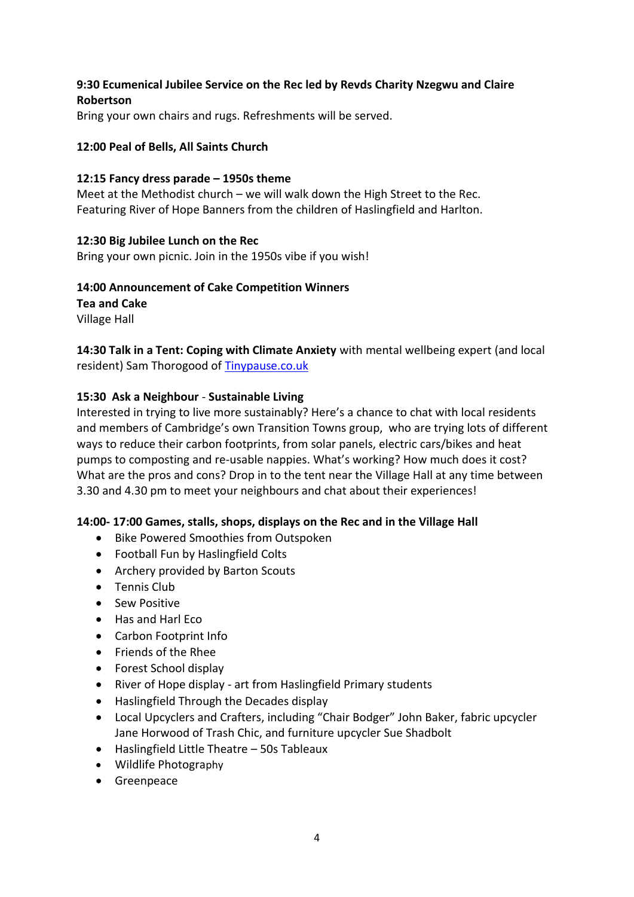**9:30 Ecumenical Jubilee Service on the Rec led by Revds Charity Nzegwu and Claire Robertson**

Bring your own chairs and rugs. Refreshments will be served.

**12:00 Peal of Bells, All Saints Church**

**12:15 Fancy dress parade – 1950s theme**

Meet at the Methodist church – we will walk down the High Street to the Rec.
Featuring River of Hope Banners from the children of Haslingfield and Harlton.

**12:30 Big Jubilee Lunch on the Rec**

Bring your own picnic. Join in the 1950s vibe if you wish!

**14:00 Announcement of Cake Competition Winners**

**Tea and Cake**

Village Hall

**14:30 Talk in a Tent: Coping with Climate Anxiety** with mental wellbeing expert (and local resident) Sam Thorogood of [Tinypause.co.uk](Tinypause.co.uk)

**15:30 Ask a Neighbour** - **Sustainable Living**

Interested in trying to live more sustainably? Here's a chance to chat with local residents and members of Cambridge's own Transition Towns group, who are trying lots of different ways to reduce their carbon footprints, from solar panels, electric cars/bikes and heat pumps to composting and re-usable nappies. What's working? How much does it cost? What are the pros and cons? Drop in to the tent near the Village Hall at any time between 3.30 and 4.30 pm to meet your neighbours and chat about their experiences!

**14:00- 17:00 Games, stalls, shops, displays on the Rec and in the Village Hall**

- Bike Powered Smoothies from Outspoken
- Football Fun by Haslingfield Colts
- Archery provided by Barton Scouts
- Tennis Club
- Sew Positive
- Has and Harl Eco
- Carbon Footprint Info
- Friends of the Rhee
- Forest School display
- River of Hope display - art from Haslingfield Primary students
- Haslingfield Through the Decades display
- Local Upcyclers and Crafters, including "Chair Bodger" John Baker, fabric upcycler Jane Horwood of Trash Chic, and furniture upcycler Sue Shadbolt
- Haslingfield Little Theatre – 50s Tableaux
- Wildlife Photography
- Greenpeace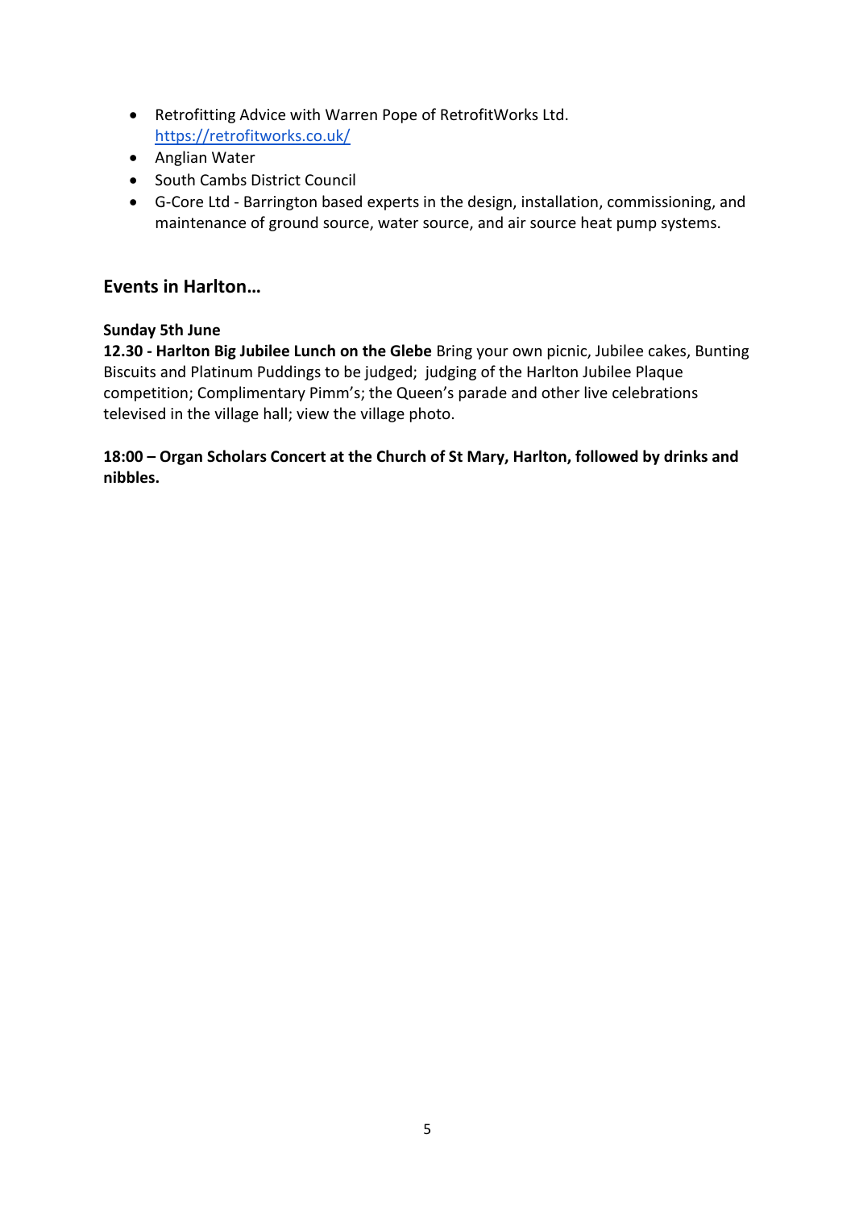- Retrofitting Advice with Warren Pope of RetrofitWorks Ltd. [https://retrofitworks.co.uk/](https://retrofitworks.co.uk/)
- Anglian Water
- South Cambs District Council
- G-Core Ltd - Barrington based experts in the design, installation, commissioning, and maintenance of ground source, water source, and air source heat pump systems.

## Events in Harlton…

**Sunday 5th June**

**12.30 - Harlton Big Jubilee Lunch on the Glebe** Bring your own picnic, Jubilee cakes, Bunting Biscuits and Platinum Puddings to be judged; judging of the Harlton Jubilee Plaque competition; Complimentary Pimm's; the Queen's parade and other live celebrations televised in the village hall; view the village photo.

**18:00 – Organ Scholars Concert at the Church of St Mary, Harlton, followed by drinks and nibbles.**